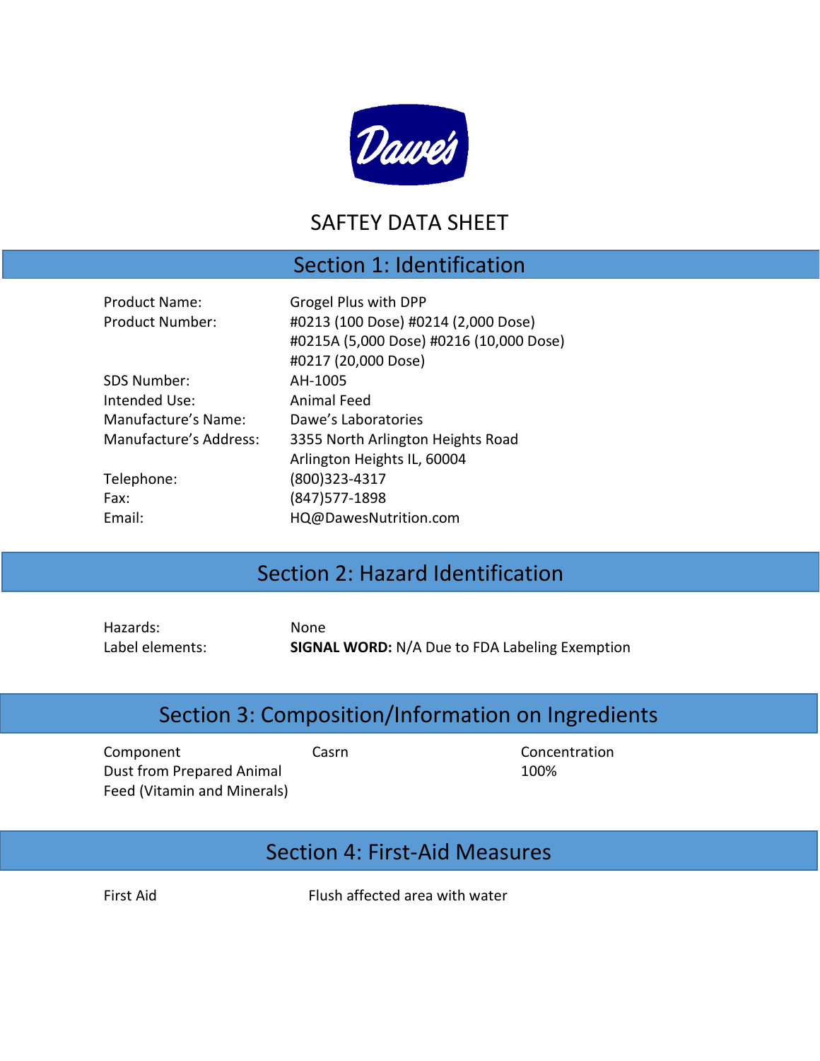Dawe's

# SAFTEY DATA SHEET

## Section 1: Identification

| | |
|---|---|
| Product Name: | Grogel Plus with DPP |
| Product Number: | #0213 (100 Dose) #0214 (2,000 Dose) #0215A (5,000 Dose) #0216 (10,000 Dose) #0217 (20,000 Dose) |
| SDS Number: | AH-1005 |
| Intended Use: | Animal Feed |
| Manufacture's Name: | Dawe's Laboratories |
| Manufacture's Address: | 3355 North Arlington Heights Road Arlington Heights IL, 60004 |
| Telephone: | (800)323-4317 |
| Fax: | (847)577-1898 |
| Email: | HQ@DawesNutrition.com |

## Section 2: Hazard Identification

| | |
|---|---|
| Hazards: | None |
| Label elements: | **SIGNAL WORD:** N/A Due to FDA Labeling Exemption |

## Section 3: Composition/Information on Ingredients

| Component | Casrn | Concentration |
|---|---|---|
| Dust from Prepared Animal Feed (Vitamin and Minerals) | | 100% |

## Section 4: First-Aid Measures

| | |
|---|---|
| First Aid | Flush affected area with water |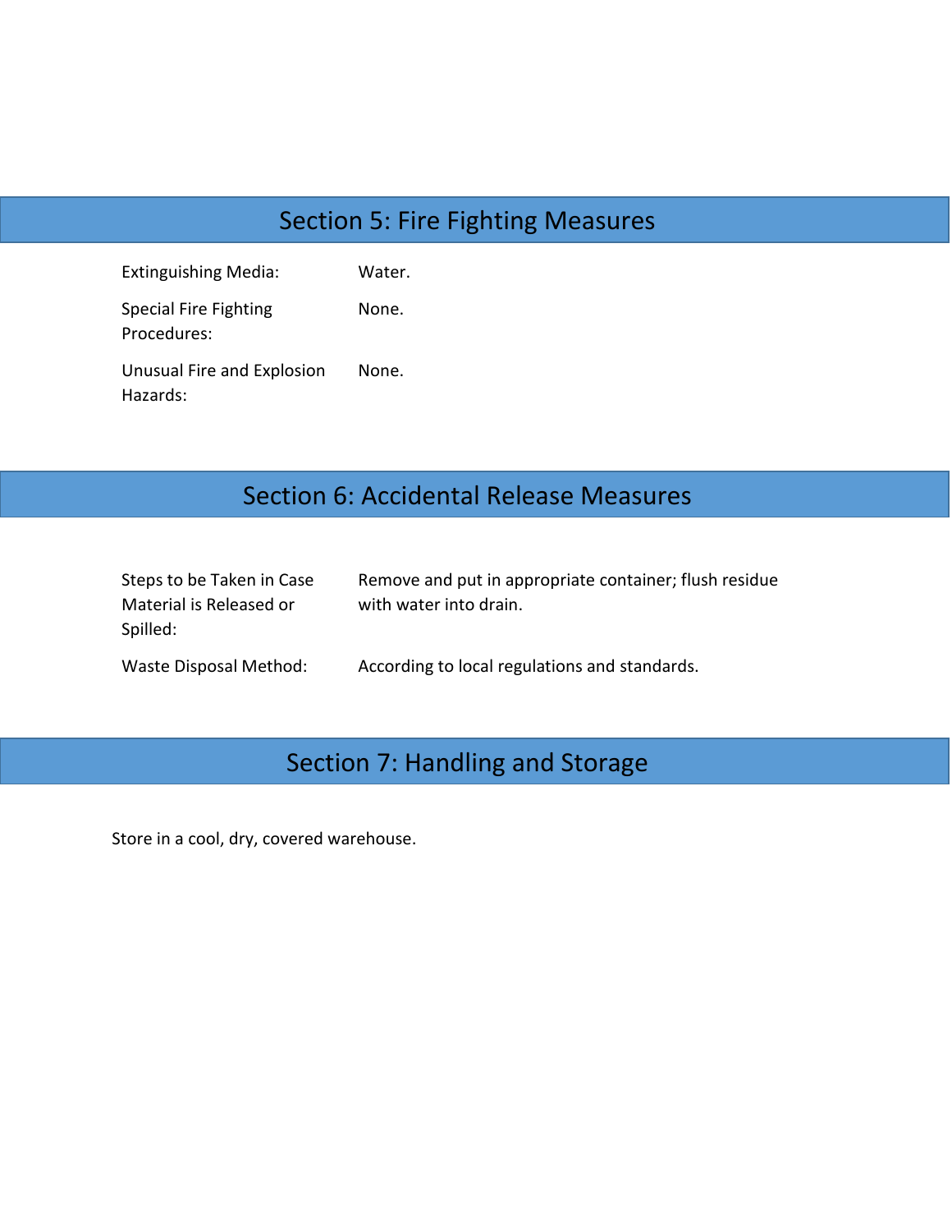## Section 5: Fire Fighting Measures

| | |
|---|---|
| Extinguishing Media: | Water. |
| Special Fire Fighting Procedures: | None. |
| Unusual Fire and Explosion Hazards: | None. |

## Section 6: Accidental Release Measures

| | |
|---|---|
| Steps to be Taken in Case Material is Released or Spilled: | Remove and put in appropriate container; flush residue with water into drain. |
| Waste Disposal Method: | According to local regulations and standards. |

## Section 7: Handling and Storage

Store in a cool, dry, covered warehouse.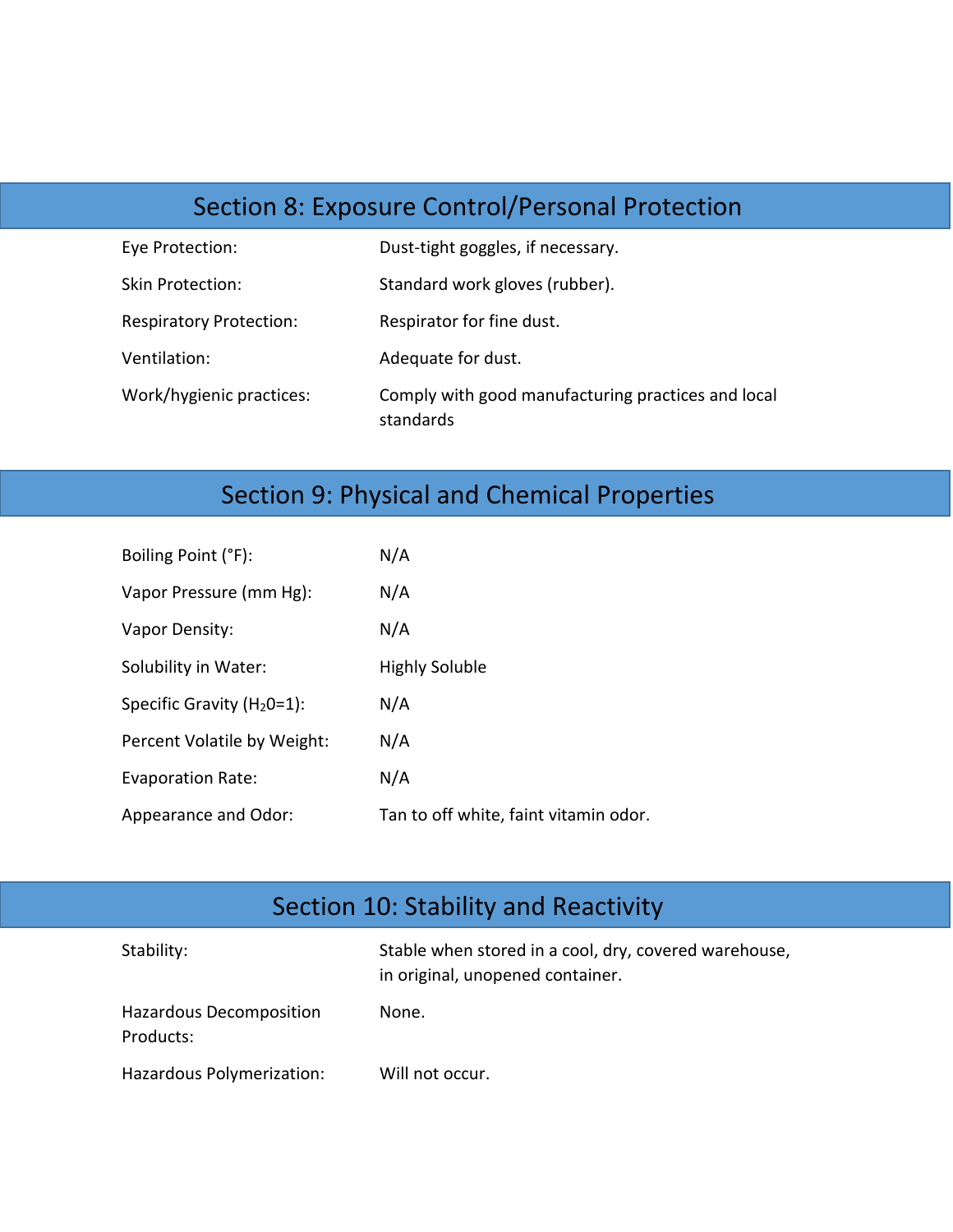## Section 8: Exposure Control/Personal Protection

| | |
|---|---|
| Eye Protection: | Dust-tight goggles, if necessary. |
| Skin Protection: | Standard work gloves (rubber). |
| Respiratory Protection: | Respirator for fine dust. |
| Ventilation: | Adequate for dust. |
| Work/hygienic practices: | Comply with good manufacturing practices and local standards |

## Section 9: Physical and Chemical Properties

| | |
|---|---|
| Boiling Point (°F): | N/A |
| Vapor Pressure (mm Hg): | N/A |
| Vapor Density: | N/A |
| Solubility in Water: | Highly Soluble |
| Specific Gravity ($H_20$=1): | N/A |
| Percent Volatile by Weight: | N/A |
| Evaporation Rate: | N/A |
| Appearance and Odor: | Tan to off white, faint vitamin odor. |

## Section 10: Stability and Reactivity

| | |
|---|---|
| Stability: | Stable when stored in a cool, dry, covered warehouse, in original, unopened container. |
| Hazardous Decomposition Products: | None. |
| Hazardous Polymerization: | Will not occur. |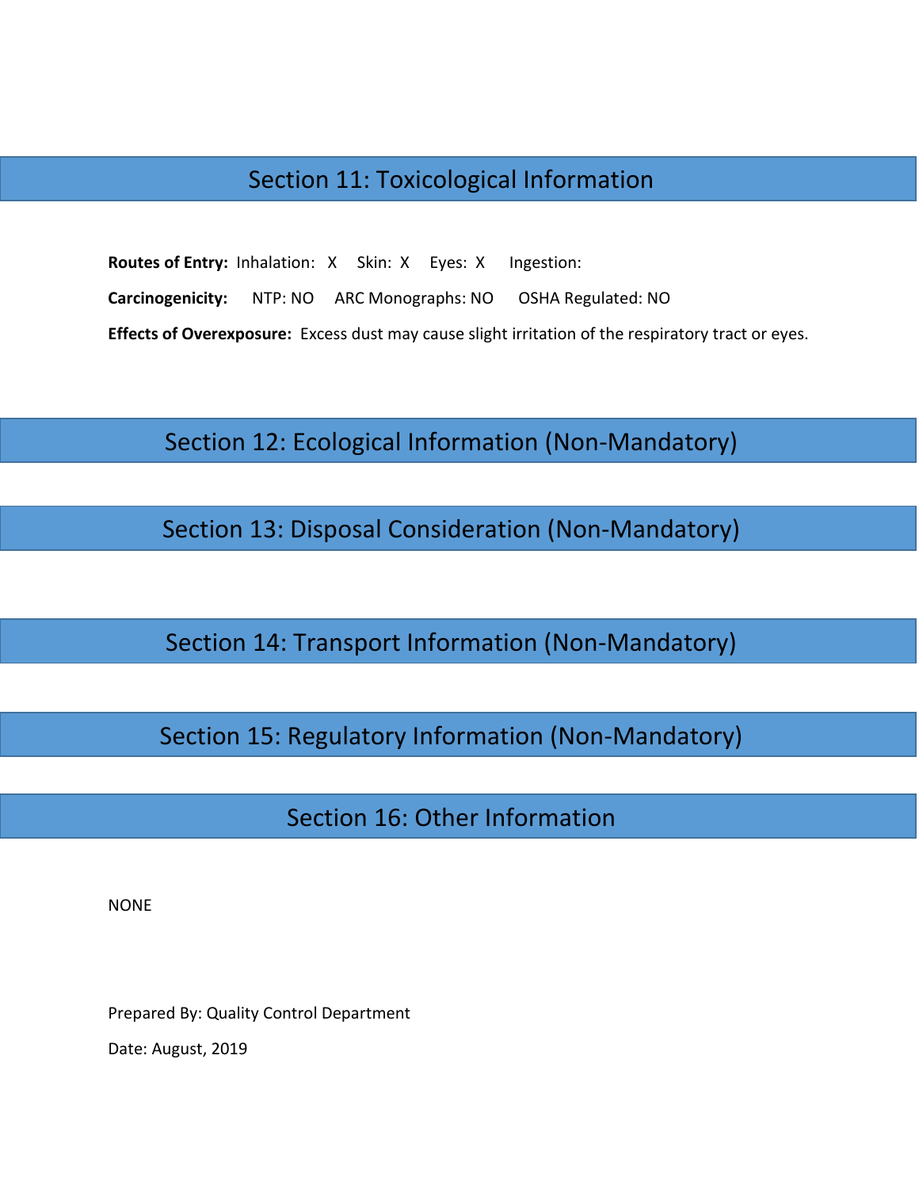## Section 11: Toxicological Information

**Routes of Entry:** Inhalation: X Skin: X Eyes: X Ingestion:

**Carcinogenicity:** NTP: NO ARC Monographs: NO OSHA Regulated: NO

**Effects of Overexposure:** Excess dust may cause slight irritation of the respiratory tract or eyes.

## Section 12: Ecological Information (Non-Mandatory)

## Section 13: Disposal Consideration (Non-Mandatory)

## Section 14: Transport Information (Non-Mandatory)

## Section 15: Regulatory Information (Non-Mandatory)

## Section 16: Other Information

NONE

Prepared By: Quality Control Department

Date: August, 2019